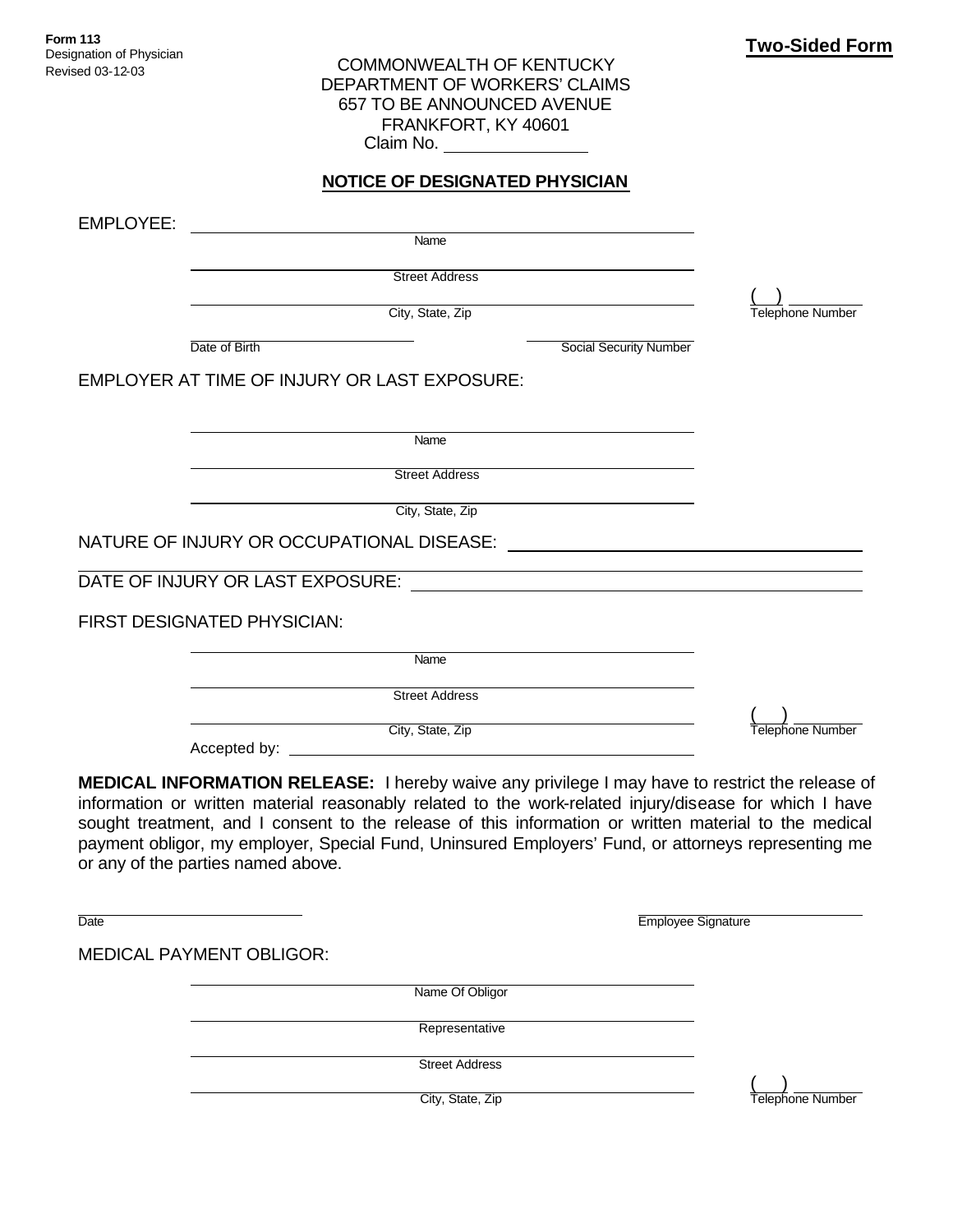**Form 113**
Designation of Physician
Revised 03-12-03

**Two-Sided Form**

COMMONWEALTH OF KENTUCKY
DEPARTMENT OF WORKERS' CLAIMS
657 TO BE ANNOUNCED AVENUE
FRANKFORT, KY 40601
Claim No. ______________

## NOTICE OF DESIGNATED PHYSICIAN

EMPLOYEE:

______________________________
Name

______________________________
Street Address

______________________________ ( ) ________
City, State, Zip Telephone Number

______________________________ ______________________________
Date of Birth Social Security Number

EMPLOYER AT TIME OF INJURY OR LAST EXPOSURE:

______________________________
Name

______________________________
Street Address

______________________________
City, State, Zip

NATURE OF INJURY OR OCCUPATIONAL DISEASE: ______________________________

______________________________

DATE OF INJURY OR LAST EXPOSURE: ______________________________

FIRST DESIGNATED PHYSICIAN:

______________________________
Name

______________________________
Street Address

______________________________ ( ) ________
City, State, Zip Telephone Number

Accepted by: ______________________________

**MEDICAL INFORMATION RELEASE:** I hereby waive any privilege I may have to restrict the release of information or written material reasonably related to the work-related injury/disease for which I have sought treatment, and I consent to the release of this information or written material to the medical payment obligor, my employer, Special Fund, Uninsured Employers' Fund, or attorneys representing me or any of the parties named above.

______________________________ ______________________________
Date Employee Signature

MEDICAL PAYMENT OBLIGOR:

______________________________
Name Of Obligor

______________________________
Representative

______________________________
Street Address

______________________________ ( ) ________
City, State, Zip Telephone Number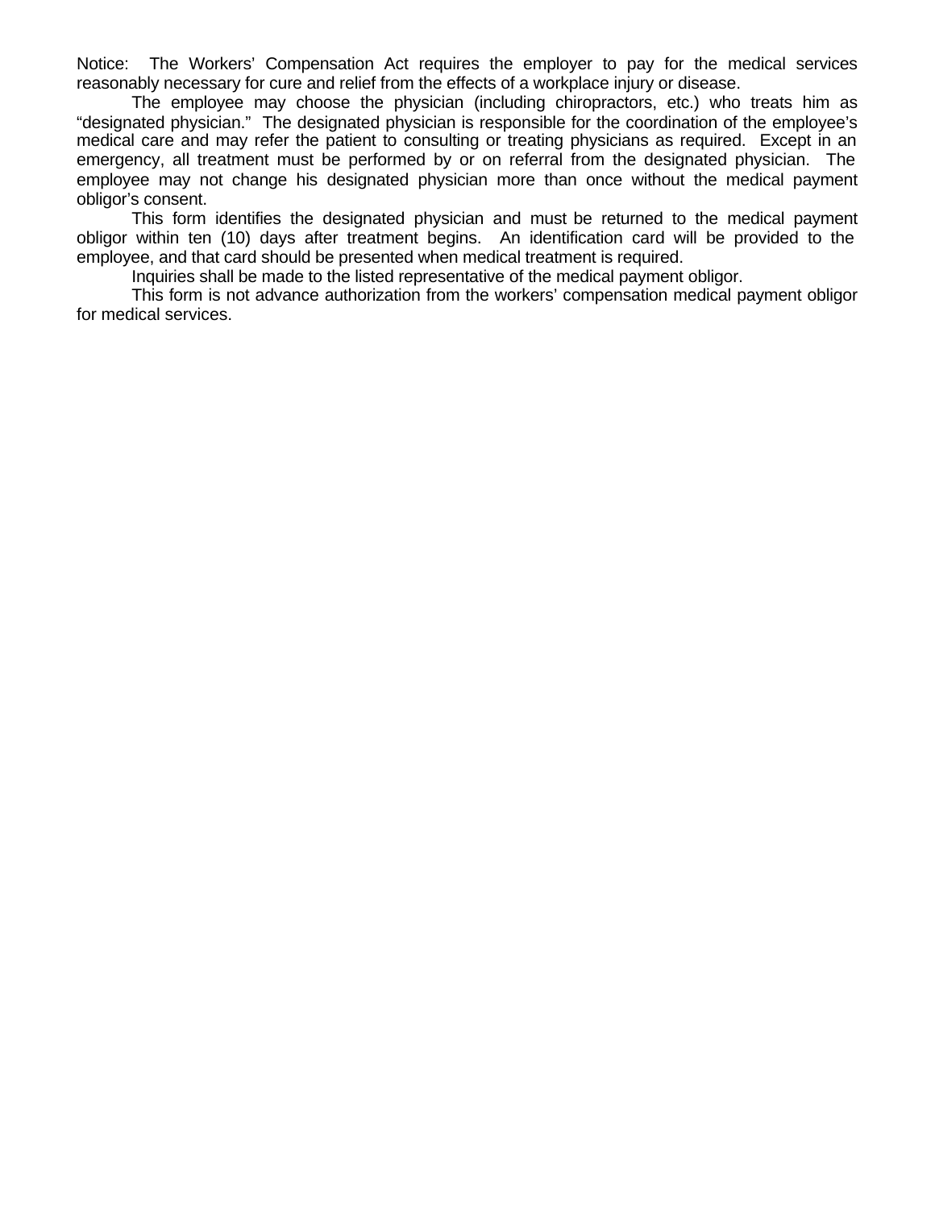Notice: The Workers' Compensation Act requires the employer to pay for the medical services reasonably necessary for cure and relief from the effects of a workplace injury or disease.

The employee may choose the physician (including chiropractors, etc.) who treats him as "designated physician." The designated physician is responsible for the coordination of the employee's medical care and may refer the patient to consulting or treating physicians as required. Except in an emergency, all treatment must be performed by or on referral from the designated physician. The employee may not change his designated physician more than once without the medical payment obligor's consent.

This form identifies the designated physician and must be returned to the medical payment obligor within ten (10) days after treatment begins. An identification card will be provided to the employee, and that card should be presented when medical treatment is required.

Inquiries shall be made to the listed representative of the medical payment obligor.

This form is not advance authorization from the workers' compensation medical payment obligor for medical services.